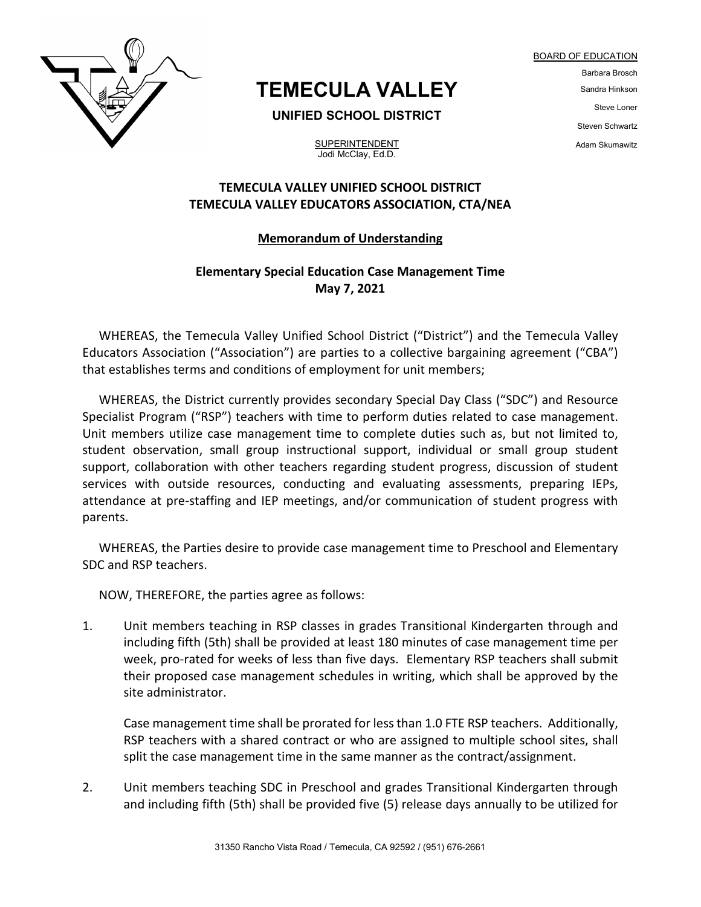# TEMECULA VALLEY

**UNIFIED SCHOOL DISTRICT**

SUPERINTENDENT
Jodi McClay, Ed.D.

BOARD OF EDUCATION
Barbara Brosch
Sandra Hinkson
Steve Loner
Steven Schwartz
Adam Skumawitz

**TEMECULA VALLEY UNIFIED SCHOOL DISTRICT**
**TEMECULA VALLEY EDUCATORS ASSOCIATION, CTA/NEA**

## Memorandum of Understanding

## Elementary Special Education Case Management Time
**May 7, 2021**

WHEREAS, the Temecula Valley Unified School District ("District") and the Temecula Valley Educators Association ("Association") are parties to a collective bargaining agreement ("CBA") that establishes terms and conditions of employment for unit members;

WHEREAS, the District currently provides secondary Special Day Class ("SDC") and Resource Specialist Program ("RSP") teachers with time to perform duties related to case management. Unit members utilize case management time to complete duties such as, but not limited to, student observation, small group instructional support, individual or small group student support, collaboration with other teachers regarding student progress, discussion of student services with outside resources, conducting and evaluating assessments, preparing IEPs, attendance at pre-staffing and IEP meetings, and/or communication of student progress with parents.

WHEREAS, the Parties desire to provide case management time to Preschool and Elementary SDC and RSP teachers.

NOW, THEREFORE, the parties agree as follows:

1. Unit members teaching in RSP classes in grades Transitional Kindergarten through and including fifth (5th) shall be provided at least 180 minutes of case management time per week, pro-rated for weeks of less than five days. Elementary RSP teachers shall submit their proposed case management schedules in writing, which shall be approved by the site administrator.

   Case management time shall be prorated for less than 1.0 FTE RSP teachers. Additionally, RSP teachers with a shared contract or who are assigned to multiple school sites, shall split the case management time in the same manner as the contract/assignment.

2. Unit members teaching SDC in Preschool and grades Transitional Kindergarten through and including fifth (5th) shall be provided five (5) release days annually to be utilized for

31350 Rancho Vista Road / Temecula, CA 92592 / (951) 676-2661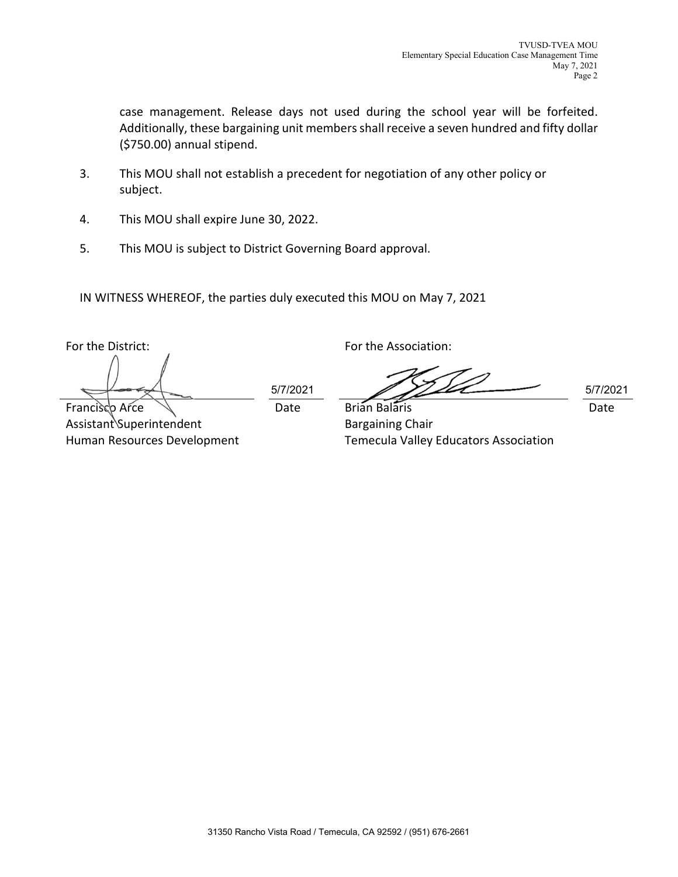case management. Release days not used during the school year will be forfeited. Additionally, these bargaining unit members shall receive a seven hundred and fifty dollar ($750.00) annual stipend.

3. This MOU shall not establish a precedent for negotiation of any other policy or subject.

4. This MOU shall expire June 30, 2022.

5. This MOU is subject to District Governing Board approval.

IN WITNESS WHEREOF, the parties duly executed this MOU on May 7, 2021

For the District:

5/7/2021

Francisco Arce — Date
Assistant Superintendent
Human Resources Development

For the Association:

5/7/2021

Brian Balaris — Date
Bargaining Chair
Temecula Valley Educators Association

31350 Rancho Vista Road / Temecula, CA 92592 / (951) 676-2661